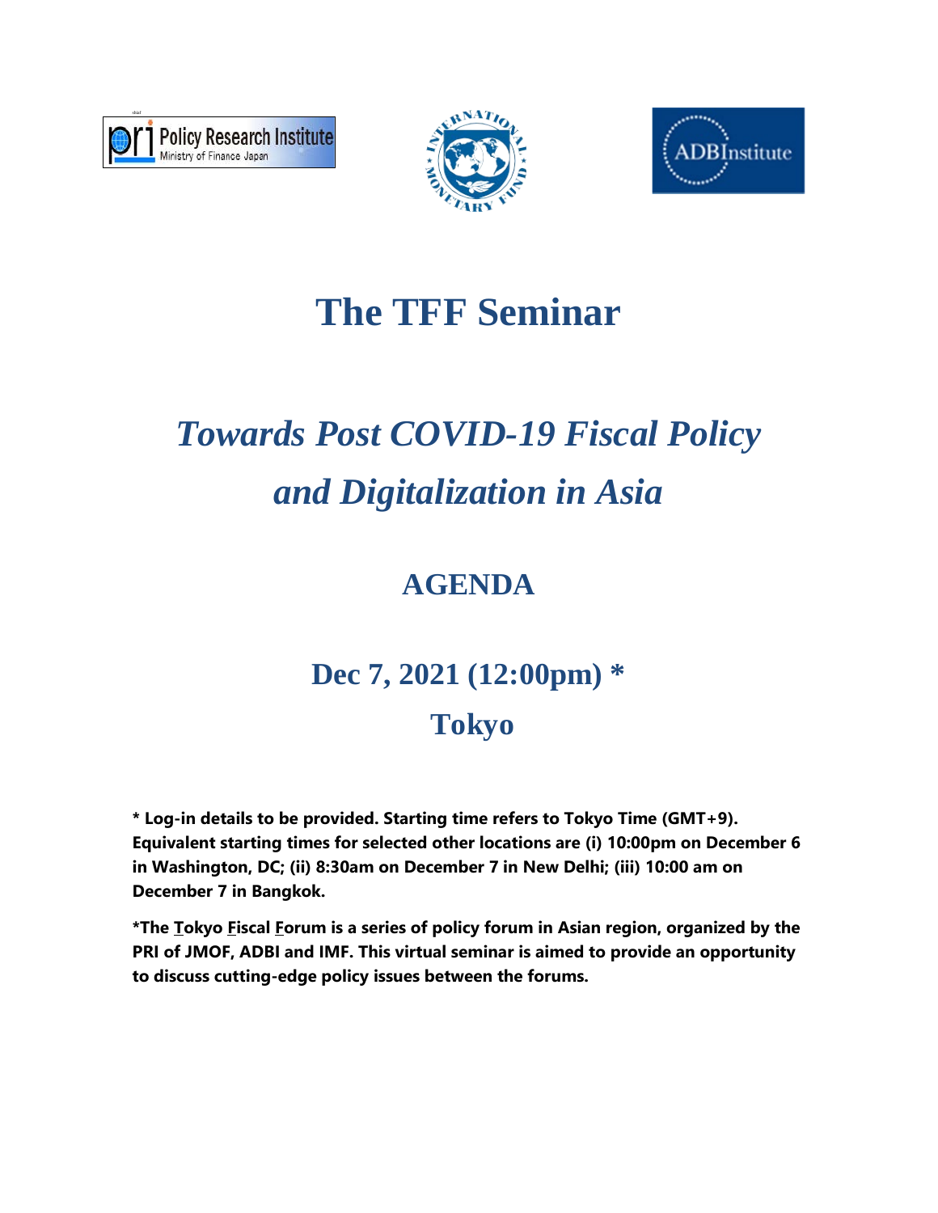# The TFF Seminar

## *Towards Post COVID-19 Fiscal Policy and Digitalization in Asia*

## AGENDA

## Dec 7, 2021 (12:00pm) *

## Tokyo

**\* Log-in details to be provided. Starting time refers to Tokyo Time (GMT+9). Equivalent starting times for selected other locations are (i) 10:00pm on December 6 in Washington, DC; (ii) 8:30am on December 7 in New Delhi; (iii) 10:00 am on December 7 in Bangkok.**

**\*The Tokyo Fiscal Forum is a series of policy forum in Asian region, organized by the PRI of JMOF, ADBI and IMF. This virtual seminar is aimed to provide an opportunity to discuss cutting-edge policy issues between the forums.**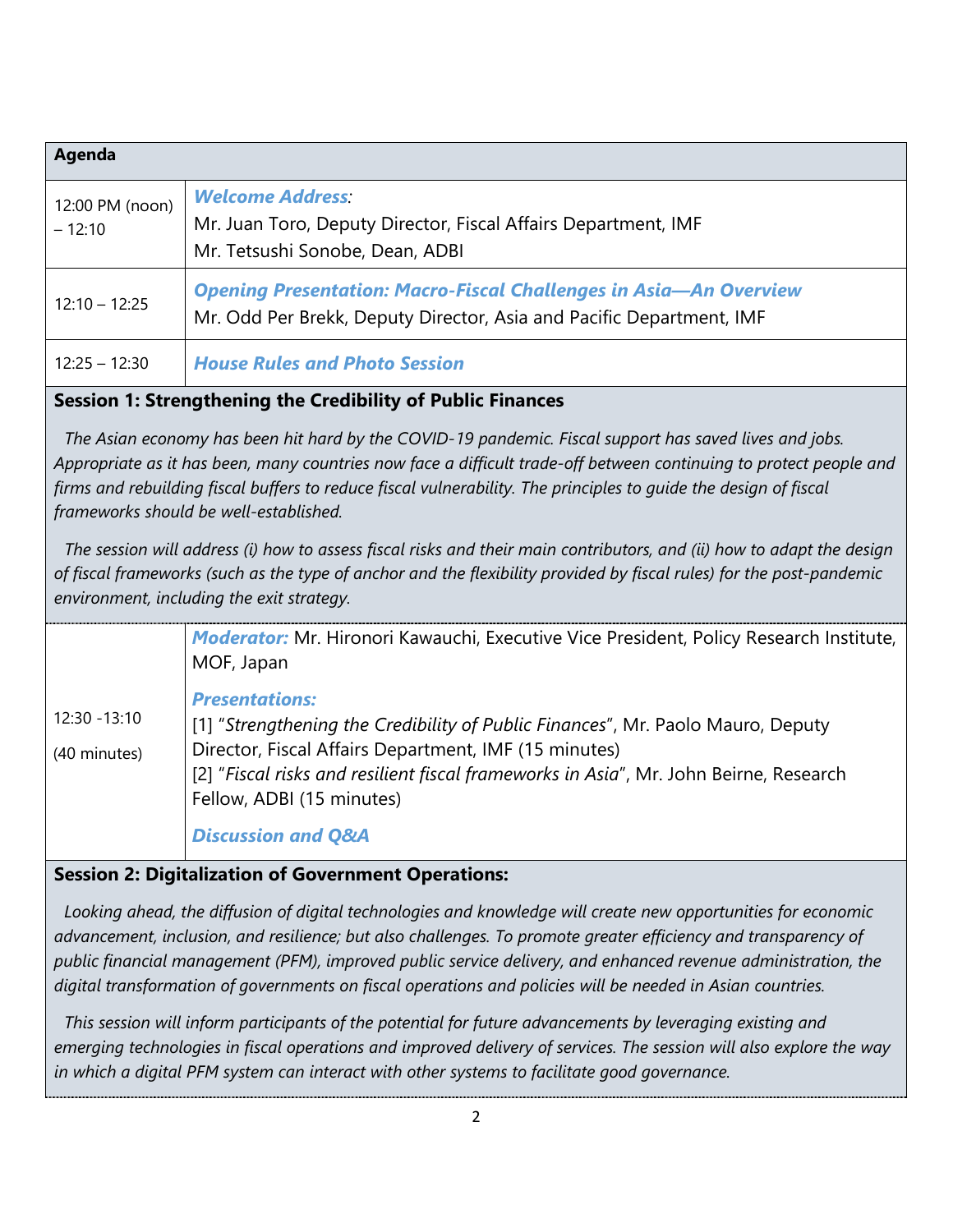| Agenda | |
|---|---|
| 12:00 PM (noon) – 12:10 | ***Welcome Address**:* Mr. Juan Toro, Deputy Director, Fiscal Affairs Department, IMF<br>Mr. Tetsushi Sonobe, Dean, ADBI |
| 12:10 – 12:25 | ***Opening Presentation: Macro-Fiscal Challenges in Asia—An Overview***<br>Mr. Odd Per Brekk, Deputy Director, Asia and Pacific Department, IMF |
| 12:25 – 12:30 | ***House Rules and Photo Session*** |

**Session 1: Strengthening the Credibility of Public Finances**

*The Asian economy has been hit hard by the COVID-19 pandemic. Fiscal support has saved lives and jobs. Appropriate as it has been, many countries now face a difficult trade-off between continuing to protect people and firms and rebuilding fiscal buffers to reduce fiscal vulnerability. The principles to guide the design of fiscal frameworks should be well-established.*

*The session will address (i) how to assess fiscal risks and their main contributors, and (ii) how to adapt the design of fiscal frameworks (such as the type of anchor and the flexibility provided by fiscal rules) for the post-pandemic environment, including the exit strategy.*

| | |
|---|---|
| 12:30 -13:10<br>(40 minutes) | ***Moderator:*** Mr. Hironori Kawauchi, Executive Vice President, Policy Research Institute, MOF, Japan<br>***Presentations:***<br>[1] "*Strengthening the Credibility of Public Finances*", Mr. Paolo Mauro, Deputy Director, Fiscal Affairs Department, IMF (15 minutes)<br>[2] "*Fiscal risks and resilient fiscal frameworks in Asia*", Mr. John Beirne, Research Fellow, ADBI (15 minutes)<br>***Discussion and Q&A*** |

**Session 2: Digitalization of Government Operations:**

*Looking ahead, the diffusion of digital technologies and knowledge will create new opportunities for economic advancement, inclusion, and resilience; but also challenges. To promote greater efficiency and transparency of public financial management (PFM), improved public service delivery, and enhanced revenue administration, the digital transformation of governments on fiscal operations and policies will be needed in Asian countries.*

*This session will inform participants of the potential for future advancements by leveraging existing and emerging technologies in fiscal operations and improved delivery of services. The session will also explore the way in which a digital PFM system can interact with other systems to facilitate good governance.*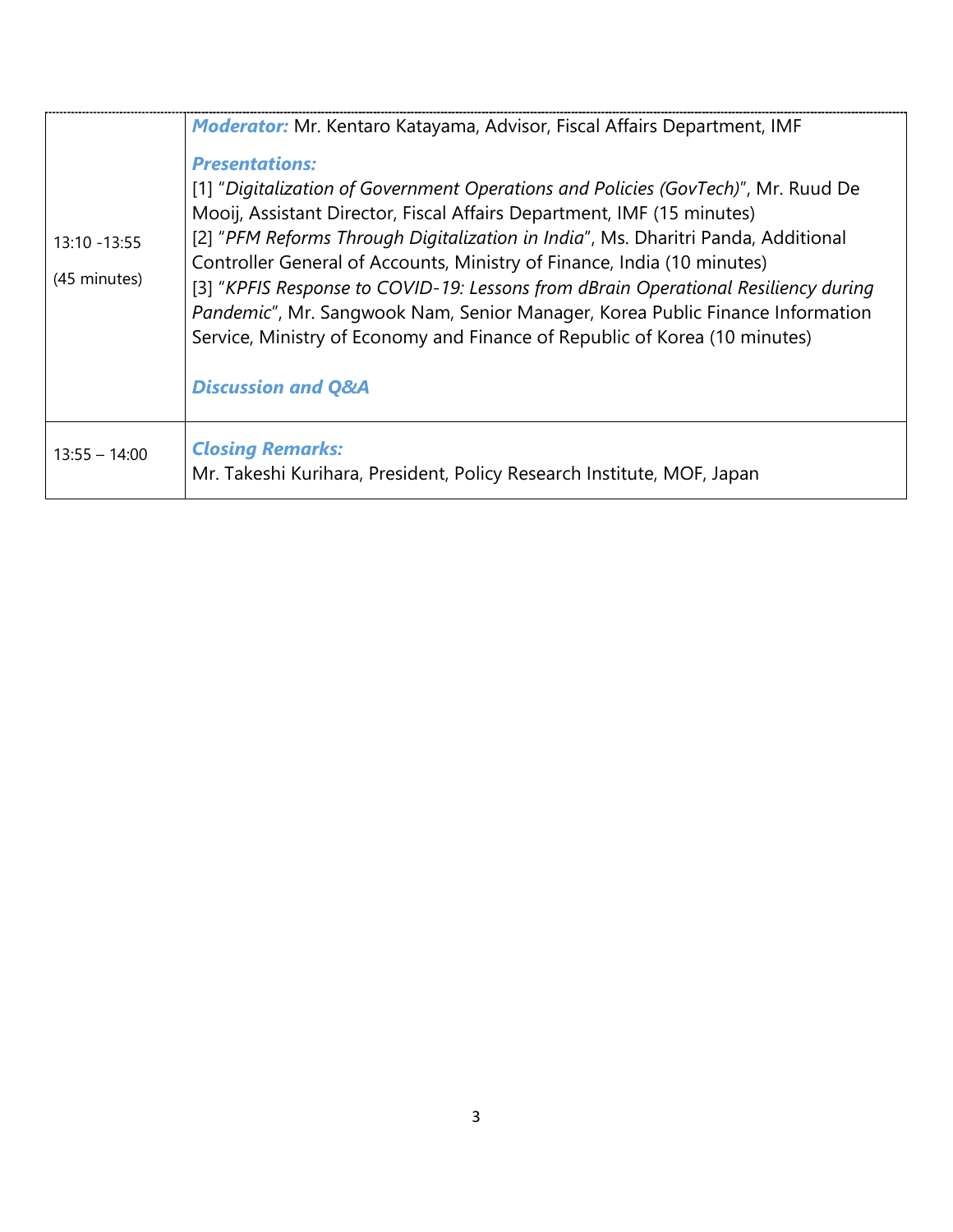| | |
|---|---|
| 13:10 -13:55<br><br>(45 minutes) | ***Moderator:*** Mr. Kentaro Katayama, Advisor, Fiscal Affairs Department, IMF<br><br>***Presentations:***<br>[1] "*Digitalization of Government Operations and Policies (GovTech)*", Mr. Ruud De Mooij, Assistant Director, Fiscal Affairs Department, IMF (15 minutes)<br>[2] "*PFM Reforms Through Digitalization in India*", Ms. Dharitri Panda, Additional Controller General of Accounts, Ministry of Finance, India (10 minutes)<br>[3] "*KPFIS Response to COVID-19: Lessons from dBrain Operational Resiliency during Pandemic*", Mr. Sangwook Nam, Senior Manager, Korea Public Finance Information Service, Ministry of Economy and Finance of Republic of Korea (10 minutes)<br><br>***Discussion and Q&A*** |
| 13:55 – 14:00 | ***Closing Remarks:***<br>Mr. Takeshi Kurihara, President, Policy Research Institute, MOF, Japan |